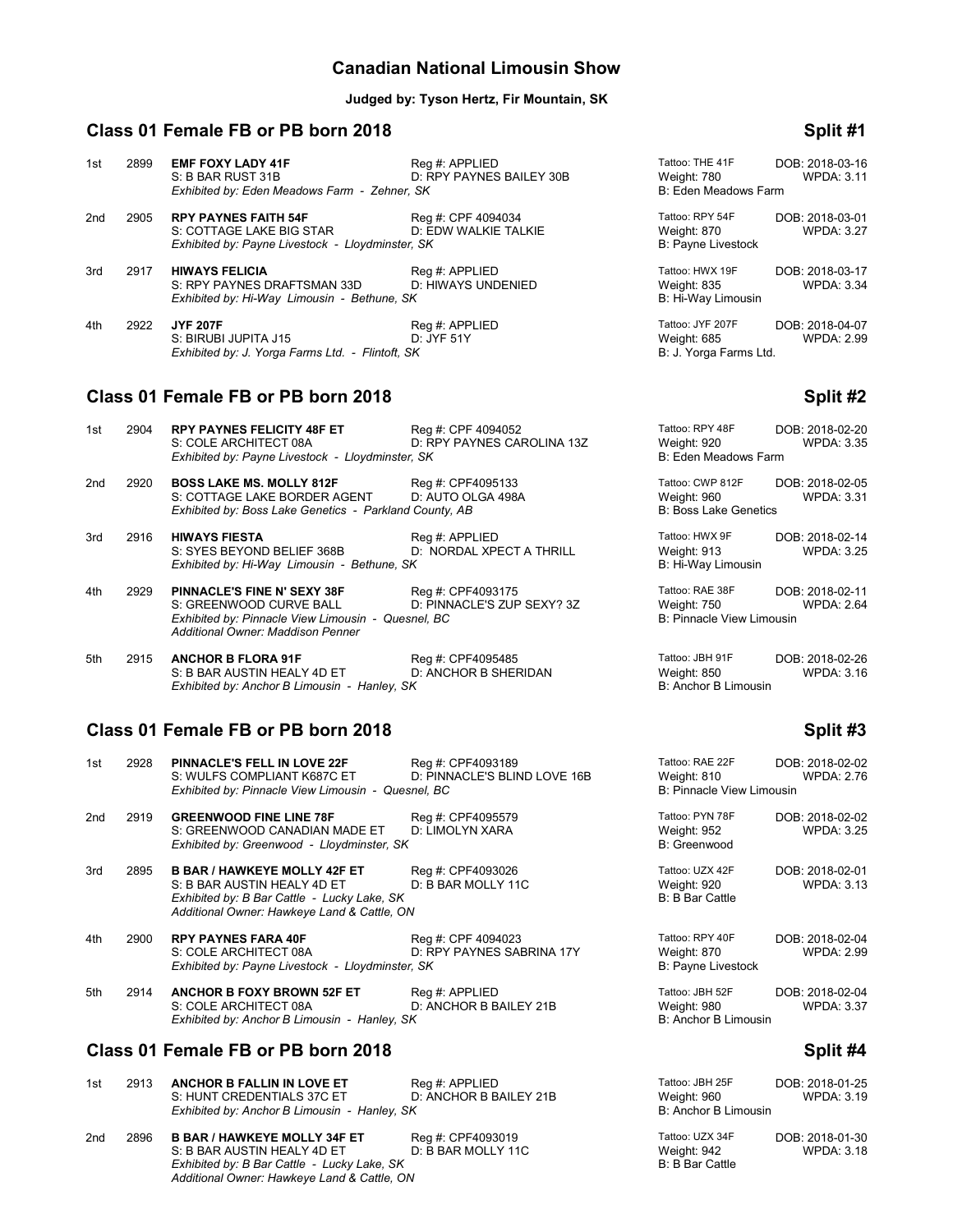# Canadian National Limousin Show

**Judged by: Tyson Hertz, Fir Mountain, SK**

## Class 01 Female FB or PB born 2018 — Split #1

1st 2899 **EMF FOXY LADY 41F** Reg #: APPLIED Tattoo: THE 41F DOB: 2018-03-16
S: B BAR RUST 31B D: RPY PAYNES BAILEY 30B Weight: 780 WPDA: 3.11
*Exhibited by: Eden Meadows Farm - Zehner, SK* B: Eden Meadows Farm

2nd 2905 **RPY PAYNES FAITH 54F** Reg #: CPF 4094034 Tattoo: RPY 54F DOB: 2018-03-01
S: COTTAGE LAKE BIG STAR D: EDW WALKIE TALKIE Weight: 870 WPDA: 3.27
*Exhibited by: Payne Livestock - Lloydminster, SK* B: Payne Livestock

3rd 2917 **HIWAYS FELICIA** Reg #: APPLIED Tattoo: HWX 19F DOB: 2018-03-17
S: RPY PAYNES DRAFTSMAN 33D D: HIWAYS UNDENIED Weight: 835 WPDA: 3.34
*Exhibited by: Hi-Way Limousin - Bethune, SK* B: Hi-Way Limousin

4th 2922 **JYF 207F** Reg #: APPLIED Tattoo: JYF 207F DOB: 2018-04-07
S: BIRUBI JUPITA J15 D: JYF 51Y Weight: 685 WPDA: 2.99
*Exhibited by: J. Yorga Farms Ltd. - Flintoft, SK* B: J. Yorga Farms Ltd.

## Class 01 Female FB or PB born 2018 — Split #2

1st 2904 **RPY PAYNES FELICITY 48F ET** Reg #: CPF 4094052 Tattoo: RPY 48F DOB: 2018-02-20
S: COLE ARCHITECT 08A D: RPY PAYNES CAROLINA 13Z Weight: 920 WPDA: 3.35
*Exhibited by: Payne Livestock - Lloydminster, SK* B: Eden Meadows Farm

2nd 2920 **BOSS LAKE MS. MOLLY 812F** Reg #: CPF4095133 Tattoo: CWP 812F DOB: 2018-02-05
S: COTTAGE LAKE BORDER AGENT D: AUTO OLGA 498A Weight: 960 WPDA: 3.31
*Exhibited by: Boss Lake Genetics - Parkland County, AB* B: Boss Lake Genetics

3rd 2916 **HIWAYS FIESTA** Reg #: APPLIED Tattoo: HWX 9F DOB: 2018-02-14
S: SYES BEYOND BELIEF 368B D: NORDAL XPECT A THRILL Weight: 913 WPDA: 3.25
*Exhibited by: Hi-Way Limousin - Bethune, SK* B: Hi-Way Limousin

4th 2929 **PINNACLE'S FINE N' SEXY 38F** Reg #: CPF4093175 Tattoo: RAE 38F DOB: 2018-02-11
S: GREENWOOD CURVE BALL D: PINNACLE'S ZUP SEXY? 3Z Weight: 750 WPDA: 2.64
*Exhibited by: Pinnacle View Limousin - Quesnel, BC* B: Pinnacle View Limousin
*Additional Owner: Maddison Penner*

5th 2915 **ANCHOR B FLORA 91F** Reg #: CPF4095485 Tattoo: JBH 91F DOB: 2018-02-26
S: B BAR AUSTIN HEALY 4D ET D: ANCHOR B SHERIDAN Weight: 850 WPDA: 3.16
*Exhibited by: Anchor B Limousin - Hanley, SK* B: Anchor B Limousin

## Class 01 Female FB or PB born 2018 — Split #3

1st 2928 **PINNACLE'S FELL IN LOVE 22F** Reg #: CPF4093189 Tattoo: RAE 22F DOB: 2018-02-02
S: WULFS COMPLIANT K687C ET D: PINNACLE'S BLIND LOVE 16B Weight: 810 WPDA: 2.76
*Exhibited by: Pinnacle View Limousin - Quesnel, BC* B: Pinnacle View Limousin

2nd 2919 **GREENWOOD FINE LINE 78F** Reg #: CPF4095579 Tattoo: PYN 78F DOB: 2018-02-02
S: GREENWOOD CANADIAN MADE ET D: LIMOLYN XARA Weight: 952 WPDA: 3.25
*Exhibited by: Greenwood - Lloydminster, SK* B: Greenwood

3rd 2895 **B BAR / HAWKEYE MOLLY 42F ET** Reg #: CPF4093026 Tattoo: UZX 42F DOB: 2018-02-01
S: B BAR AUSTIN HEALY 4D ET D: B BAR MOLLY 11C Weight: 920 WPDA: 3.13
*Exhibited by: B Bar Cattle - Lucky Lake, SK* B: B Bar Cattle
*Additional Owner: Hawkeye Land & Cattle, ON*

4th 2900 **RPY PAYNES FARA 40F** Reg #: CPF 4094023 Tattoo: RPY 40F DOB: 2018-02-04
S: COLE ARCHITECT 08A D: RPY PAYNES SABRINA 17Y Weight: 870 WPDA: 2.99
*Exhibited by: Payne Livestock - Lloydminster, SK* B: Payne Livestock

5th 2914 **ANCHOR B FOXY BROWN 52F ET** Reg #: APPLIED Tattoo: JBH 52F DOB: 2018-02-04
S: COLE ARCHITECT 08A D: ANCHOR B BAILEY 21B Weight: 980 WPDA: 3.37
*Exhibited by: Anchor B Limousin - Hanley, SK* B: Anchor B Limousin

## Class 01 Female FB or PB born 2018 — Split #4

1st 2913 **ANCHOR B FALLIN IN LOVE ET** Reg #: APPLIED Tattoo: JBH 25F DOB: 2018-01-25
S: HUNT CREDENTIALS 37C ET D: ANCHOR B BAILEY 21B Weight: 960 WPDA: 3.19
*Exhibited by: Anchor B Limousin - Hanley, SK* B: Anchor B Limousin

2nd 2896 **B BAR / HAWKEYE MOLLY 34F ET** Reg #: CPF4093019 Tattoo: UZX 34F DOB: 2018-01-30
S: B BAR AUSTIN HEALY 4D ET D: B BAR MOLLY 11C Weight: 942 WPDA: 3.18
*Exhibited by: B Bar Cattle - Lucky Lake, SK* B: B Bar Cattle
*Additional Owner: Hawkeye Land & Cattle, ON*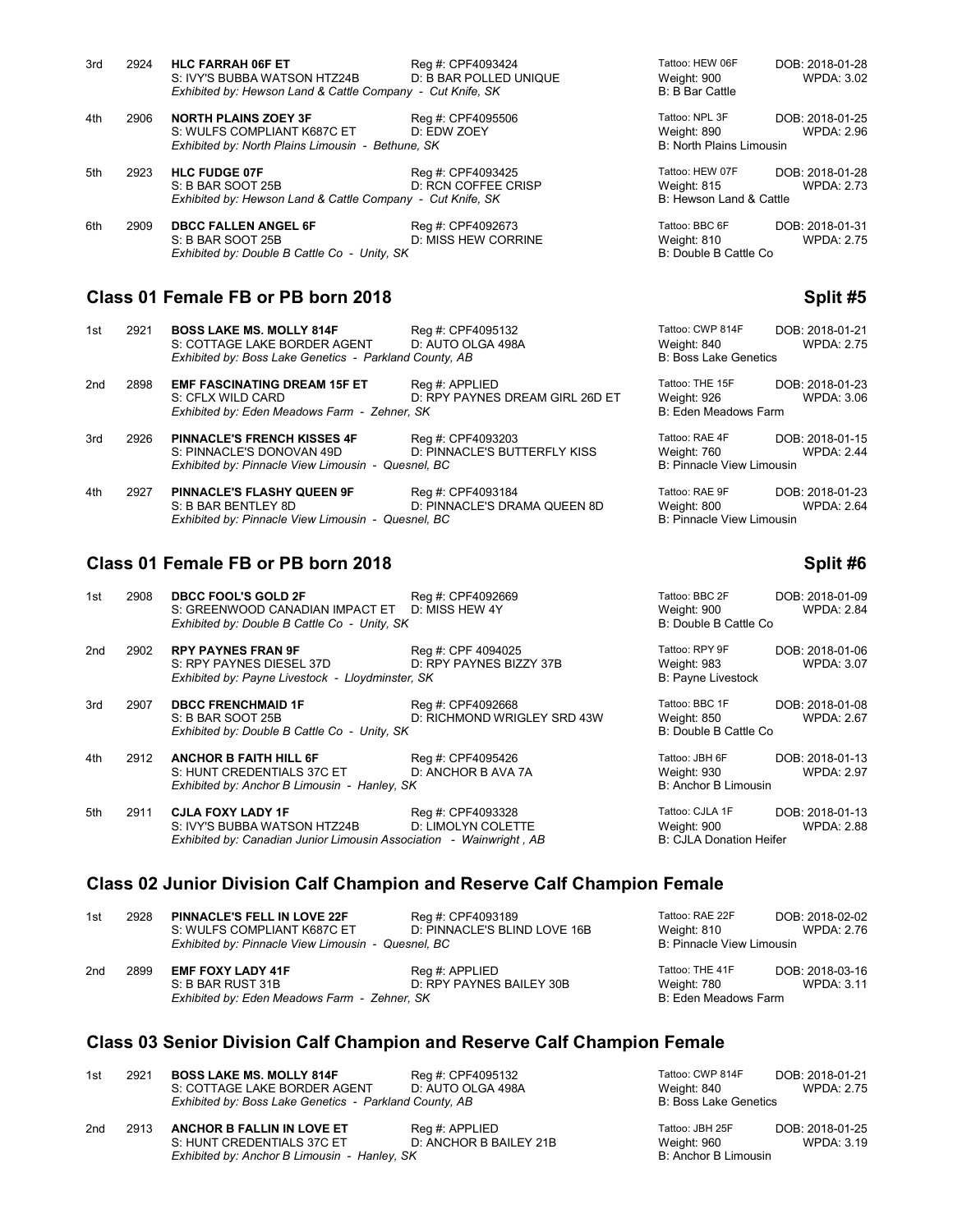| Place | No. | Name / Sire / Dam / Exhibitor | Reg # | Tattoo / Weight / Breeder | DOB / WPDA |
|---|---|---|---|---|---|
| 3rd | 2924 | **HLC FARRAH 06F ET**<br>S: IVY'S BUBBA WATSON HTZ24B<br>D: B BAR POLLED UNIQUE<br>*Exhibited by: Hewson Land & Cattle Company - Cut Knife, SK* | Reg #: CPF4093424 | Tattoo: HEW 06F<br>Weight: 900<br>B: B Bar Cattle | DOB: 2018-01-28<br>WPDA: 3.02 |
| 4th | 2906 | **NORTH PLAINS ZOEY 3F**<br>S: WULFS COMPLIANT K687C ET<br>D: EDW ZOEY<br>*Exhibited by: North Plains Limousin - Bethune, SK* | Reg #: CPF4095506 | Tattoo: NPL 3F<br>Weight: 890<br>B: North Plains Limousin | DOB: 2018-01-25<br>WPDA: 2.96 |
| 5th | 2923 | **HLC FUDGE 07F**<br>S: B BAR SOOT 25B<br>D: RCN COFFEE CRISP<br>*Exhibited by: Hewson Land & Cattle Company - Cut Knife, SK* | Reg #: CPF4093425 | Tattoo: HEW 07F<br>Weight: 815<br>B: Hewson Land & Cattle | DOB: 2018-01-28<br>WPDA: 2.73 |
| 6th | 2909 | **DBCC FALLEN ANGEL 6F**<br>S: B BAR SOOT 25B<br>D: MISS HEW CORRINE<br>*Exhibited by: Double B Cattle Co - Unity, SK* | Reg #: CPF4092673 | Tattoo: BBC 6F<br>Weight: 810<br>B: Double B Cattle Co | DOB: 2018-01-31<br>WPDA: 2.75 |

## Class 01 Female FB or PB born 2018 — Split #5

| Place | No. | Name / Sire / Dam / Exhibitor | Reg # | Tattoo / Weight / Breeder | DOB / WPDA |
|---|---|---|---|---|---|
| 1st | 2921 | **BOSS LAKE MS. MOLLY 814F**<br>S: COTTAGE LAKE BORDER AGENT<br>D: AUTO OLGA 498A<br>*Exhibited by: Boss Lake Genetics - Parkland County, AB* | Reg #: CPF4095132 | Tattoo: CWP 814F<br>Weight: 840<br>B: Boss Lake Genetics | DOB: 2018-01-21<br>WPDA: 2.75 |
| 2nd | 2898 | **EMF FASCINATING DREAM 15F ET**<br>S: CFLX WILD CARD<br>D: RPY PAYNES DREAM GIRL 26D ET<br>*Exhibited by: Eden Meadows Farm - Zehner, SK* | Reg #: APPLIED | Tattoo: THE 15F<br>Weight: 926<br>B: Eden Meadows Farm | DOB: 2018-01-23<br>WPDA: 3.06 |
| 3rd | 2926 | **PINNACLE'S FRENCH KISSES 4F**<br>S: PINNACLE'S DONOVAN 49D<br>D: PINNACLE'S BUTTERFLY KISS<br>*Exhibited by: Pinnacle View Limousin - Quesnel, BC* | Reg #: CPF4093203 | Tattoo: RAE 4F<br>Weight: 760<br>B: Pinnacle View Limousin | DOB: 2018-01-15<br>WPDA: 2.44 |
| 4th | 2927 | **PINNACLE'S FLASHY QUEEN 9F**<br>S: B BAR BENTLEY 8D<br>D: PINNACLE'S DRAMA QUEEN 8D<br>*Exhibited by: Pinnacle View Limousin - Quesnel, BC* | Reg #: CPF4093184 | Tattoo: RAE 9F<br>Weight: 800<br>B: Pinnacle View Limousin | DOB: 2018-01-23<br>WPDA: 2.64 |

## Class 01 Female FB or PB born 2018 — Split #6

| Place | No. | Name / Sire / Dam / Exhibitor | Reg # | Tattoo / Weight / Breeder | DOB / WPDA |
|---|---|---|---|---|---|
| 1st | 2908 | **DBCC FOOL'S GOLD 2F**<br>S: GREENWOOD CANADIAN IMPACT ET<br>D: MISS HEW 4Y<br>*Exhibited by: Double B Cattle Co - Unity, SK* | Reg #: CPF4092669 | Tattoo: BBC 2F<br>Weight: 900<br>B: Double B Cattle Co | DOB: 2018-01-09<br>WPDA: 2.84 |
| 2nd | 2902 | **RPY PAYNES FRAN 9F**<br>S: RPY PAYNES DIESEL 37D<br>D: RPY PAYNES BIZZY 37B<br>*Exhibited by: Payne Livestock - Lloydminster, SK* | Reg #: CPF 4094025 | Tattoo: RPY 9F<br>Weight: 983<br>B: Payne Livestock | DOB: 2018-01-06<br>WPDA: 3.07 |
| 3rd | 2907 | **DBCC FRENCHMAID 1F**<br>S: B BAR SOOT 25B<br>D: RICHMOND WRIGLEY SRD 43W<br>*Exhibited by: Double B Cattle Co - Unity, SK* | Reg #: CPF4092668 | Tattoo: BBC 1F<br>Weight: 850<br>B: Double B Cattle Co | DOB: 2018-01-08<br>WPDA: 2.67 |
| 4th | 2912 | **ANCHOR B FAITH HILL 6F**<br>S: HUNT CREDENTIALS 37C ET<br>D: ANCHOR B AVA 7A<br>*Exhibited by: Anchor B Limousin - Hanley, SK* | Reg #: CPF4095426 | Tattoo: JBH 6F<br>Weight: 930<br>B: Anchor B Limousin | DOB: 2018-01-13<br>WPDA: 2.97 |
| 5th | 2911 | **CJLA FOXY LADY 1F**<br>S: IVY'S BUBBA WATSON HTZ24B<br>D: LIMOLYN COLETTE<br>*Exhibited by: Canadian Junior Limousin Association - Wainwright , AB* | Reg #: CPF4093328 | Tattoo: CJLA 1F<br>Weight: 900<br>B: CJLA Donation Heifer | DOB: 2018-01-13<br>WPDA: 2.88 |

## Class 02 Junior Division Calf Champion and Reserve Calf Champion Female

| Place | No. | Name / Sire / Dam / Exhibitor | Reg # | Tattoo / Weight / Breeder | DOB / WPDA |
|---|---|---|---|---|---|
| 1st | 2928 | **PINNACLE'S FELL IN LOVE 22F**<br>S: WULFS COMPLIANT K687C ET<br>D: PINNACLE'S BLIND LOVE 16B<br>*Exhibited by: Pinnacle View Limousin - Quesnel, BC* | Reg #: CPF4093189 | Tattoo: RAE 22F<br>Weight: 810<br>B: Pinnacle View Limousin | DOB: 2018-02-02<br>WPDA: 2.76 |
| 2nd | 2899 | **EMF FOXY LADY 41F**<br>S: B BAR RUST 31B<br>D: RPY PAYNES BAILEY 30B<br>*Exhibited by: Eden Meadows Farm - Zehner, SK* | Reg #: APPLIED | Tattoo: THE 41F<br>Weight: 780<br>B: Eden Meadows Farm | DOB: 2018-03-16<br>WPDA: 3.11 |

## Class 03 Senior Division Calf Champion and Reserve Calf Champion Female

| Place | No. | Name / Sire / Dam / Exhibitor | Reg # | Tattoo / Weight / Breeder | DOB / WPDA |
|---|---|---|---|---|---|
| 1st | 2921 | **BOSS LAKE MS. MOLLY 814F**<br>S: COTTAGE LAKE BORDER AGENT<br>D: AUTO OLGA 498A<br>*Exhibited by: Boss Lake Genetics - Parkland County, AB* | Reg #: CPF4095132 | Tattoo: CWP 814F<br>Weight: 840<br>B: Boss Lake Genetics | DOB: 2018-01-21<br>WPDA: 2.75 |
| 2nd | 2913 | **ANCHOR B FALLIN IN LOVE ET**<br>S: HUNT CREDENTIALS 37C ET<br>D: ANCHOR B BAILEY 21B<br>*Exhibited by: Anchor B Limousin - Hanley, SK* | Reg #: APPLIED | Tattoo: JBH 25F<br>Weight: 960<br>B: Anchor B Limousin | DOB: 2018-01-25<br>WPDA: 3.19 |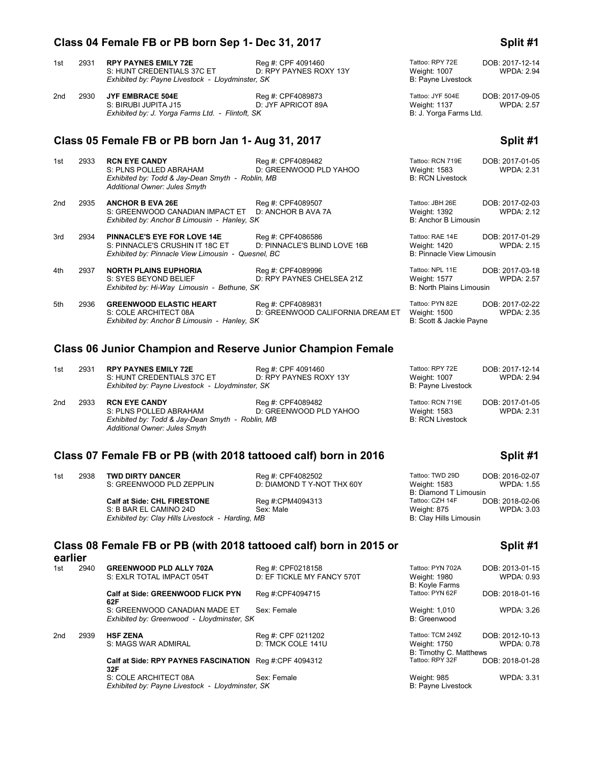## Class 04 Female FB or PB born Sep 1- Dec 31, 2017

**Split #1**

1st 2931 **RPY PAYNES EMILY 72E** Reg #: CPF 4091460 Tattoo: RPY 72E DOB: 2017-12-14
S: HUNT CREDENTIALS 37C ET D: RPY PAYNES ROXY 13Y Weight: 1007 WPDA: 2.94
*Exhibited by: Payne Livestock - Lloydminster, SK* B: Payne Livestock

2nd 2930 **JYF EMBRACE 504E** Reg #: CPF4089873 Tattoo: JYF 504E DOB: 2017-09-05
S: BIRUBI JUPITA J15 D: JYF APRICOT 89A Weight: 1137 WPDA: 2.57
*Exhibited by: J. Yorga Farms Ltd. - Flintoft, SK* B: J. Yorga Farms Ltd.

## Class 05 Female FB or PB born Jan 1- Aug 31, 2017

**Split #1**

1st 2933 **RCN EYE CANDY** Reg #: CPF4089482 Tattoo: RCN 719E DOB: 2017-01-05
S: PLNS POLLED ABRAHAM D: GREENWOOD PLD YAHOO Weight: 1583 WPDA: 2.31
*Exhibited by: Todd & Jay-Dean Smyth - Roblin, MB* B: RCN Livestock
*Additional Owner: Jules Smyth*

2nd 2935 **ANCHOR B EVA 26E** Reg #: CPF4089507 Tattoo: JBH 26E DOB: 2017-02-03
S: GREENWOOD CANADIAN IMPACT ET D: ANCHOR B AVA 7A Weight: 1392 WPDA: 2.12
*Exhibited by: Anchor B Limousin - Hanley, SK* B: Anchor B Limousin

3rd 2934 **PINNACLE'S EYE FOR LOVE 14E** Reg #: CPF4086586 Tattoo: RAE 14E DOB: 2017-01-29
S: PINNACLE'S CRUSHIN IT 18C ET D: PINNACLE'S BLIND LOVE 16B Weight: 1420 WPDA: 2.15
*Exhibited by: Pinnacle View Limousin - Quesnel, BC* B: Pinnacle View Limousin

4th 2937 **NORTH PLAINS EUPHORIA** Reg #: CPF4089996 Tattoo: NPL 11E DOB: 2017-03-18
S: SYES BEYOND BELIEF D: RPY PAYNES CHELSEA 21Z Weight: 1577 WPDA: 2.57
*Exhibited by: Hi-Way Limousin - Bethune, SK* B: North Plains Limousin

5th 2936 **GREENWOOD ELASTIC HEART** Reg #: CPF4089831 Tattoo: PYN 82E DOB: 2017-02-22
S: COLE ARCHITECT 08A D: GREENWOOD CALIFORNIA DREAM ET Weight: 1500 WPDA: 2.35
*Exhibited by: Anchor B Limousin - Hanley, SK* B: Scott & Jackie Payne

## Class 06 Junior Champion and Reserve Junior Champion Female

1st 2931 **RPY PAYNES EMILY 72E** Reg #: CPF 4091460 Tattoo: RPY 72E DOB: 2017-12-14
S: HUNT CREDENTIALS 37C ET D: RPY PAYNES ROXY 13Y Weight: 1007 WPDA: 2.94
*Exhibited by: Payne Livestock - Lloydminster, SK* B: Payne Livestock

2nd 2933 **RCN EYE CANDY** Reg #: CPF4089482 Tattoo: RCN 719E DOB: 2017-01-05
S: PLNS POLLED ABRAHAM D: GREENWOOD PLD YAHOO Weight: 1583 WPDA: 2.31
*Exhibited by: Todd & Jay-Dean Smyth - Roblin, MB* B: RCN Livestock
*Additional Owner: Jules Smyth*

## Class 07 Female FB or PB (with 2018 tattooed calf) born in 2016

**Split #1**

1st 2938 **TWD DIRTY DANCER** Reg #: CPF4082502 Tattoo: TWD 29D DOB: 2016-02-07
S: GREENWOOD PLD ZEPPLIN D: DIAMOND T Y-NOT THX 60Y Weight: 1583 WPDA: 1.55
B: Diamond T Limousin

**Calf at Side: CHL FIRESTONE** Reg #:CPM4094313 Tattoo: CZH 14F DOB: 2018-02-06
S: B BAR EL CAMINO 24D Sex: Male Weight: 875 WPDA: 3.03
*Exhibited by: Clay Hills Livestock - Harding, MB* B: Clay Hills Limousin

## Class 08 Female FB or PB (with 2018 tattooed calf) born in 2015 or earlier

**Split #1**

1st 2940 **GREENWOOD PLD ALLY 702A** Reg #: CPF0218158 Tattoo: PYN 702A DOB: 2013-01-15
S: EXLR TOTAL IMPACT 054T D: EF TICKLE MY FANCY 570T Weight: 1980 WPDA: 0.93
B: Koyle Farms

**Calf at Side: GREENWOOD FLICK PYN 62F** Reg #:CPF4094715 Tattoo: PYN 62F DOB: 2018-01-16
S: GREENWOOD CANADIAN MADE ET Sex: Female Weight: 1,010 WPDA: 3.26
*Exhibited by: Greenwood - Lloydminster, SK* B: Greenwood

2nd 2939 **HSF ZENA** Reg #: CPF 0211202 Tattoo: TCM 249Z DOB: 2012-10-13
S: MAGS WAR ADMIRAL D: TMCK COLE 141U Weight: 1750 WPDA: 0.78
B: Timothy C. Matthews

**Calf at Side: RPY PAYNES FASCINATION 32F** Reg #:CPF 4094312 Tattoo: RPY 32F DOB: 2018-01-28
S: COLE ARCHITECT 08A Sex: Female Weight: 985 WPDA: 3.31
*Exhibited by: Payne Livestock - Lloydminster, SK* B: Payne Livestock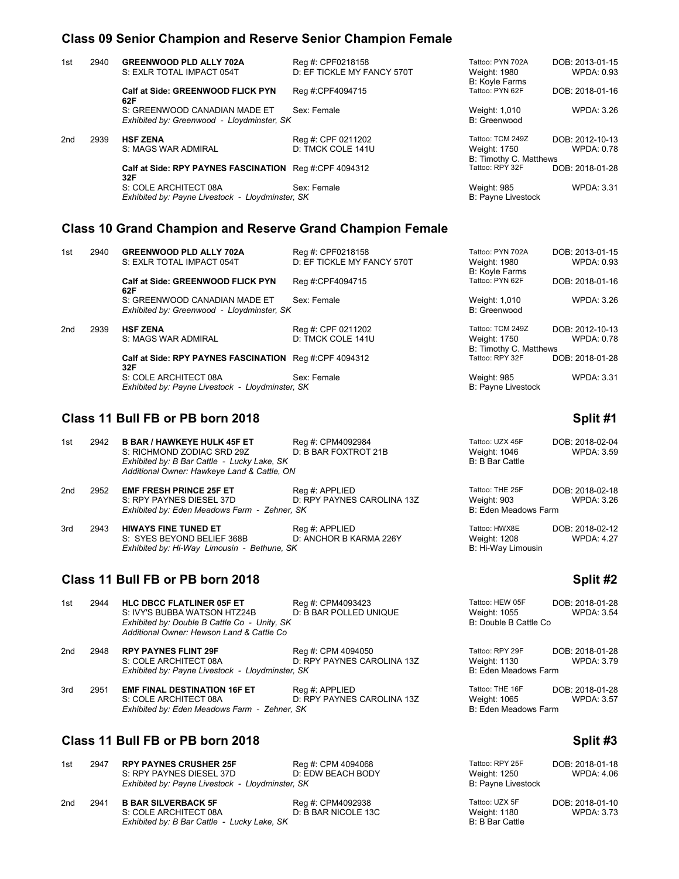## Class 09 Senior Champion and Reserve Senior Champion Female

1st 2940 **GREENWOOD PLD ALLY 702A** Reg #: CPF0218158 Tattoo: PYN 702A DOB: 2013-01-15
S: EXLR TOTAL IMPACT 054T D: EF TICKLE MY FANCY 570T Weight: 1980 WPDA: 0.93
B: Koyle Farms
**Calf at Side: GREENWOOD FLICK PYN 62F** Reg #:CPF4094715 Tattoo: PYN 62F DOB: 2018-01-16
S: GREENWOOD CANADIAN MADE ET Sex: Female Weight: 1,010 WPDA: 3.26
*Exhibited by: Greenwood - Lloydminster, SK* B: Greenwood

2nd 2939 **HSF ZENA** Reg #: CPF 0211202 Tattoo: TCM 249Z DOB: 2012-10-13
S: MAGS WAR ADMIRAL D: TMCK COLE 141U Weight: 1750 WPDA: 0.78
B: Timothy C. Matthews
**Calf at Side: RPY PAYNES FASCINATION 32F** Reg #:CPF 4094312 Tattoo: RPY 32F DOB: 2018-01-28
S: COLE ARCHITECT 08A Sex: Female Weight: 985 WPDA: 3.31
*Exhibited by: Payne Livestock - Lloydminster, SK* B: Payne Livestock

## Class 10 Grand Champion and Reserve Grand Champion Female

1st 2940 **GREENWOOD PLD ALLY 702A** Reg #: CPF0218158 Tattoo: PYN 702A DOB: 2013-01-15
S: EXLR TOTAL IMPACT 054T D: EF TICKLE MY FANCY 570T Weight: 1980 WPDA: 0.93
B: Koyle Farms
**Calf at Side: GREENWOOD FLICK PYN 62F** Reg #:CPF4094715 Tattoo: PYN 62F DOB: 2018-01-16
S: GREENWOOD CANADIAN MADE ET Sex: Female Weight: 1,010 WPDA: 3.26
*Exhibited by: Greenwood - Lloydminster, SK* B: Greenwood

2nd 2939 **HSF ZENA** Reg #: CPF 0211202 Tattoo: TCM 249Z DOB: 2012-10-13
S: MAGS WAR ADMIRAL D: TMCK COLE 141U Weight: 1750 WPDA: 0.78
B: Timothy C. Matthews
**Calf at Side: RPY PAYNES FASCINATION 32F** Reg #:CPF 4094312 Tattoo: RPY 32F DOB: 2018-01-28
S: COLE ARCHITECT 08A Sex: Female Weight: 985 WPDA: 3.31
*Exhibited by: Payne Livestock - Lloydminster, SK* B: Payne Livestock

## Class 11 Bull FB or PB born 2018 — Split #1

1st 2942 **B BAR / HAWKEYE HULK 45F ET** Reg #: CPM4092984 Tattoo: UZX 45F DOB: 2018-02-04
S: RICHMOND ZODIAC SRD 29Z D: B BAR FOXTROT 21B Weight: 1046 WPDA: 3.59
*Exhibited by: B Bar Cattle - Lucky Lake, SK* B: B Bar Cattle
*Additional Owner: Hawkeye Land & Cattle, ON*

2nd 2952 **EMF FRESH PRINCE 25F ET** Reg #: APPLIED Tattoo: THE 25F DOB: 2018-02-18
S: RPY PAYNES DIESEL 37D D: RPY PAYNES CAROLINA 13Z Weight: 903 WPDA: 3.26
*Exhibited by: Eden Meadows Farm - Zehner, SK* B: Eden Meadows Farm

3rd 2943 **HIWAYS FINE TUNED ET** Reg #: APPLIED Tattoo: HWX8E DOB: 2018-02-12
S: SYES BEYOND BELIEF 368B D: ANCHOR B KARMA 226Y Weight: 1208 WPDA: 4.27
*Exhibited by: Hi-Way Limousin - Bethune, SK* B: Hi-Way Limousin

## Class 11 Bull FB or PB born 2018 — Split #2

1st 2944 **HLC DBCC FLATLINER 05F ET** Reg #: CPM4093423 Tattoo: HEW 05F DOB: 2018-01-28
S: IVY'S BUBBA WATSON HTZ24B D: B BAR POLLED UNIQUE Weight: 1055 WPDA: 3.54
*Exhibited by: Double B Cattle Co - Unity, SK* B: Double B Cattle Co
*Additional Owner: Hewson Land & Cattle Co*

2nd 2948 **RPY PAYNES FLINT 29F** Reg #: CPM 4094050 Tattoo: RPY 29F DOB: 2018-01-28
S: COLE ARCHITECT 08A D: RPY PAYNES CAROLINA 13Z Weight: 1130 WPDA: 3.79
*Exhibited by: Payne Livestock - Lloydminster, SK* B: Eden Meadows Farm

3rd 2951 **EMF FINAL DESTINATION 16F ET** Reg #: APPLIED Tattoo: THE 16F DOB: 2018-01-28
S: COLE ARCHITECT 08A D: RPY PAYNES CAROLINA 13Z Weight: 1065 WPDA: 3.57
*Exhibited by: Eden Meadows Farm - Zehner, SK* B: Eden Meadows Farm

## Class 11 Bull FB or PB born 2018 — Split #3

1st 2947 **RPY PAYNES CRUSHER 25F** Reg #: CPM 4094068 Tattoo: RPY 25F DOB: 2018-01-18
S: RPY PAYNES DIESEL 37D D: EDW BEACH BODY Weight: 1250 WPDA: 4.06
*Exhibited by: Payne Livestock - Lloydminster, SK* B: Payne Livestock

2nd 2941 **B BAR SILVERBACK 5F** Reg #: CPM4092938 Tattoo: UZX 5F DOB: 2018-01-10
S: COLE ARCHITECT 08A D: B BAR NICOLE 13C Weight: 1180 WPDA: 3.73
*Exhibited by: B Bar Cattle - Lucky Lake, SK* B: B Bar Cattle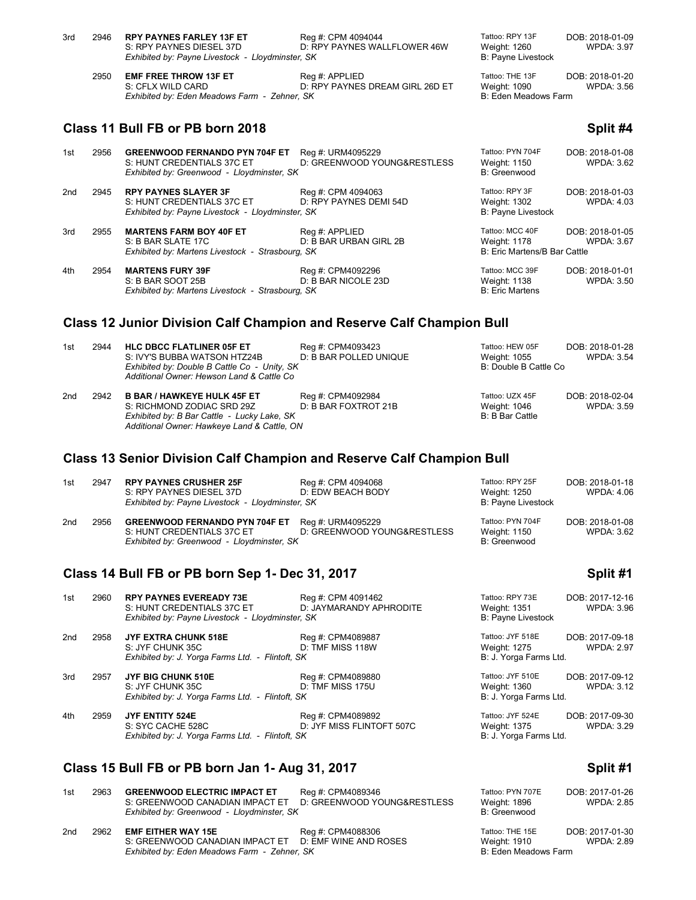| Place | No. | Name | Reg # / Dam | Tattoo / Weight / Breeder | DOB / WPDA |
|---|---|---|---|---|---|
| 3rd | 2946 | **RPY PAYNES FARLEY 13F ET** | Reg #: CPM 4094044 | Tattoo: RPY 13F | DOB: 2018-01-09 |
| | | S: RPY PAYNES DIESEL 37D | D: RPY PAYNES WALLFLOWER 46W | Weight: 1260 | WPDA: 3.97 |
| | | *Exhibited by: Payne Livestock - Lloydminster, SK* | | B: Payne Livestock | |
| | 2950 | **EMF FREE THROW 13F ET** | Reg #: APPLIED | Tattoo: THE 13F | DOB: 2018-01-20 |
| | | S: CFLX WILD CARD | D: RPY PAYNES DREAM GIRL 26D ET | Weight: 1090 | WPDA: 3.56 |
| | | *Exhibited by: Eden Meadows Farm - Zehner, SK* | | B: Eden Meadows Farm | |

## Class 11 Bull FB or PB born 2018 — Split #4

| Place | No. | Name | Reg # / Dam | Tattoo / Weight / Breeder | DOB / WPDA |
|---|---|---|---|---|---|
| 1st | 2956 | **GREENWOOD FERNANDO PYN 704F ET** | Reg #: URM4095229 | Tattoo: PYN 704F | DOB: 2018-01-08 |
| | | S: HUNT CREDENTIALS 37C ET | D: GREENWOOD YOUNG&RESTLESS | Weight: 1150 | WPDA: 3.62 |
| | | *Exhibited by: Greenwood - Lloydminster, SK* | | B: Greenwood | |
| 2nd | 2945 | **RPY PAYNES SLAYER 3F** | Reg #: CPM 4094063 | Tattoo: RPY 3F | DOB: 2018-01-03 |
| | | S: HUNT CREDENTIALS 37C ET | D: RPY PAYNES DEMI 54D | Weight: 1302 | WPDA: 4.03 |
| | | *Exhibited by: Payne Livestock - Lloydminster, SK* | | B: Payne Livestock | |
| 3rd | 2955 | **MARTENS FARM BOY 40F ET** | Reg #: APPLIED | Tattoo: MCC 40F | DOB: 2018-01-05 |
| | | S: B BAR SLATE 17C | D: B BAR URBAN GIRL 2B | Weight: 1178 | WPDA: 3.67 |
| | | *Exhibited by: Martens Livestock - Strasbourg, SK* | | B: Eric Martens/B Bar Cattle | |
| 4th | 2954 | **MARTENS FURY 39F** | Reg #: CPM4092296 | Tattoo: MCC 39F | DOB: 2018-01-01 |
| | | S: B BAR SOOT 25B | D: B BAR NICOLE 23D | Weight: 1138 | WPDA: 3.50 |
| | | *Exhibited by: Martens Livestock - Strasbourg, SK* | | B: Eric Martens | |

## Class 12 Junior Division Calf Champion and Reserve Calf Champion Bull

| Place | No. | Name | Reg # / Dam | Tattoo / Weight / Breeder | DOB / WPDA |
|---|---|---|---|---|---|
| 1st | 2944 | **HLC DBCC FLATLINER 05F ET** | Reg #: CPM4093423 | Tattoo: HEW 05F | DOB: 2018-01-28 |
| | | S: IVY'S BUBBA WATSON HTZ24B | D: B BAR POLLED UNIQUE | Weight: 1055 | WPDA: 3.54 |
| | | *Exhibited by: Double B Cattle Co - Unity, SK* | | B: Double B Cattle Co | |
| | | *Additional Owner: Hewson Land & Cattle Co* | | | |
| 2nd | 2942 | **B BAR / HAWKEYE HULK 45F ET** | Reg #: CPM4092984 | Tattoo: UZX 45F | DOB: 2018-02-04 |
| | | S: RICHMOND ZODIAC SRD 29Z | D: B BAR FOXTROT 21B | Weight: 1046 | WPDA: 3.59 |
| | | *Exhibited by: B Bar Cattle - Lucky Lake, SK* | | B: B Bar Cattle | |
| | | *Additional Owner: Hawkeye Land & Cattle, ON* | | | |

## Class 13 Senior Division Calf Champion and Reserve Calf Champion Bull

| Place | No. | Name | Reg # / Dam | Tattoo / Weight / Breeder | DOB / WPDA |
|---|---|---|---|---|---|
| 1st | 2947 | **RPY PAYNES CRUSHER 25F** | Reg #: CPM 4094068 | Tattoo: RPY 25F | DOB: 2018-01-18 |
| | | S: RPY PAYNES DIESEL 37D | D: EDW BEACH BODY | Weight: 1250 | WPDA: 4.06 |
| | | *Exhibited by: Payne Livestock - Lloydminster, SK* | | B: Payne Livestock | |
| 2nd | 2956 | **GREENWOOD FERNANDO PYN 704F ET** | Reg #: URM4095229 | Tattoo: PYN 704F | DOB: 2018-01-08 |
| | | S: HUNT CREDENTIALS 37C ET | D: GREENWOOD YOUNG&RESTLESS | Weight: 1150 | WPDA: 3.62 |
| | | *Exhibited by: Greenwood - Lloydminster, SK* | | B: Greenwood | |

## Class 14 Bull FB or PB born Sep 1- Dec 31, 2017 — Split #1

| Place | No. | Name | Reg # / Dam | Tattoo / Weight / Breeder | DOB / WPDA |
|---|---|---|---|---|---|
| 1st | 2960 | **RPY PAYNES EVEREADY 73E** | Reg #: CPM 4091462 | Tattoo: RPY 73E | DOB: 2017-12-16 |
| | | S: HUNT CREDENTIALS 37C ET | D: JAYMARANDY APHRODITE | Weight: 1351 | WPDA: 3.96 |
| | | *Exhibited by: Payne Livestock - Lloydminster, SK* | | B: Payne Livestock | |
| 2nd | 2958 | **JYF EXTRA CHUNK 518E** | Reg #: CPM4089887 | Tattoo: JYF 518E | DOB: 2017-09-18 |
| | | S: JYF CHUNK 35C | D: TMF MISS 118W | Weight: 1275 | WPDA: 2.97 |
| | | *Exhibited by: J. Yorga Farms Ltd. - Flintoft, SK* | | B: J. Yorga Farms Ltd. | |
| 3rd | 2957 | **JYF BIG CHUNK 510E** | Reg #: CPM4089880 | Tattoo: JYF 510E | DOB: 2017-09-12 |
| | | S: JYF CHUNK 35C | D: TMF MISS 175U | Weight: 1360 | WPDA: 3.12 |
| | | *Exhibited by: J. Yorga Farms Ltd. - Flintoft, SK* | | B: J. Yorga Farms Ltd. | |
| 4th | 2959 | **JYF ENTITY 524E** | Reg #: CPM4089892 | Tattoo: JYF 524E | DOB: 2017-09-30 |
| | | S: SYC CACHE 528C | D: JYF MISS FLINTOFT 507C | Weight: 1375 | WPDA: 3.29 |
| | | *Exhibited by: J. Yorga Farms Ltd. - Flintoft, SK* | | B: J. Yorga Farms Ltd. | |

## Class 15 Bull FB or PB born Jan 1- Aug 31, 2017 — Split #1

| Place | No. | Name | Reg # / Dam | Tattoo / Weight / Breeder | DOB / WPDA |
|---|---|---|---|---|---|
| 1st | 2963 | **GREENWOOD ELECTRIC IMPACT ET** | Reg #: CPM4089346 | Tattoo: PYN 707E | DOB: 2017-01-26 |
| | | S: GREENWOOD CANADIAN IMPACT ET | D: GREENWOOD YOUNG&RESTLESS | Weight: 1896 | WPDA: 2.85 |
| | | *Exhibited by: Greenwood - Lloydminster, SK* | | B: Greenwood | |
| 2nd | 2962 | **EMF EITHER WAY 15E** | Reg #: CPM4088306 | Tattoo: THE 15E | DOB: 2017-01-30 |
| | | S: GREENWOOD CANADIAN IMPACT ET | D: EMF WINE AND ROSES | Weight: 1910 | WPDA: 2.89 |
| | | *Exhibited by: Eden Meadows Farm - Zehner, SK* | | B: Eden Meadows Farm | |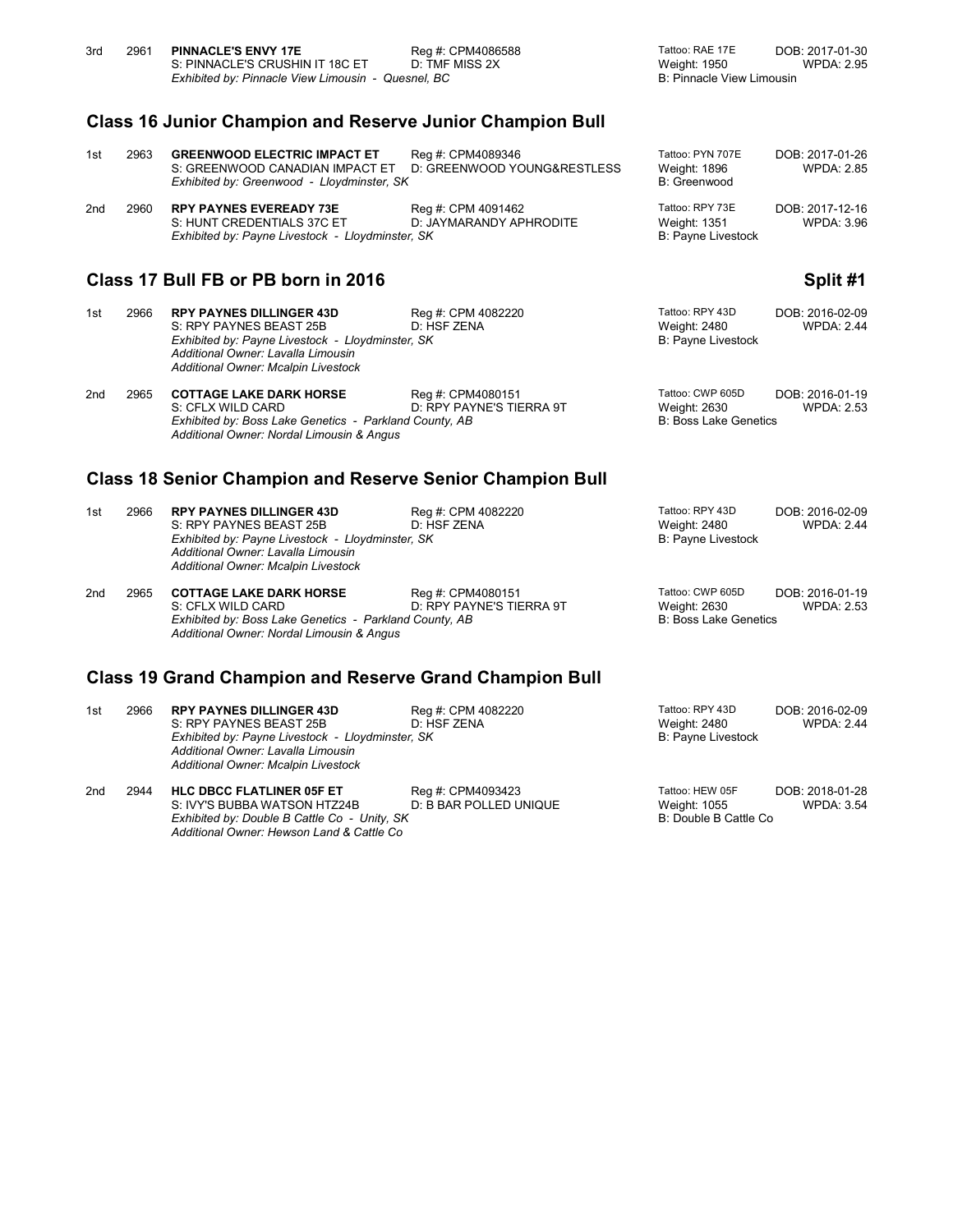3rd 2961 **PINNACLE'S ENVY 17E** Reg #: CPM4086588 Tattoo: RAE 17E DOB: 2017-01-30
S: PINNACLE'S CRUSHIN IT 18C ET D: TMF MISS 2X Weight: 1950 WPDA: 2.95
*Exhibited by: Pinnacle View Limousin - Quesnel, BC* B: Pinnacle View Limousin

## Class 16 Junior Champion and Reserve Junior Champion Bull

1st 2963 **GREENWOOD ELECTRIC IMPACT ET** Reg #: CPM4089346 Tattoo: PYN 707E DOB: 2017-01-26
S: GREENWOOD CANADIAN IMPACT ET D: GREENWOOD YOUNG&RESTLESS Weight: 1896 WPDA: 2.85
*Exhibited by: Greenwood - Lloydminster, SK* B: Greenwood

2nd 2960 **RPY PAYNES EVEREADY 73E** Reg #: CPM 4091462 Tattoo: RPY 73E DOB: 2017-12-16
S: HUNT CREDENTIALS 37C ET D: JAYMARANDY APHRODITE Weight: 1351 WPDA: 3.96
*Exhibited by: Payne Livestock - Lloydminster, SK* B: Payne Livestock

## Class 17 Bull FB or PB born in 2016 — Split #1

1st 2966 **RPY PAYNES DILLINGER 43D** Reg #: CPM 4082220 Tattoo: RPY 43D DOB: 2016-02-09
S: RPY PAYNES BEAST 25B D: HSF ZENA Weight: 2480 WPDA: 2.44
*Exhibited by: Payne Livestock - Lloydminster, SK* B: Payne Livestock
*Additional Owner: Lavalla Limousin*
*Additional Owner: Mcalpin Livestock*

2nd 2965 **COTTAGE LAKE DARK HORSE** Reg #: CPM4080151 Tattoo: CWP 605D DOB: 2016-01-19
S: CFLX WILD CARD D: RPY PAYNE'S TIERRA 9T Weight: 2630 WPDA: 2.53
*Exhibited by: Boss Lake Genetics - Parkland County, AB* B: Boss Lake Genetics
*Additional Owner: Nordal Limousin & Angus*

## Class 18 Senior Champion and Reserve Senior Champion Bull

1st 2966 **RPY PAYNES DILLINGER 43D** Reg #: CPM 4082220 Tattoo: RPY 43D DOB: 2016-02-09
S: RPY PAYNES BEAST 25B D: HSF ZENA Weight: 2480 WPDA: 2.44
*Exhibited by: Payne Livestock - Lloydminster, SK* B: Payne Livestock
*Additional Owner: Lavalla Limousin*
*Additional Owner: Mcalpin Livestock*

2nd 2965 **COTTAGE LAKE DARK HORSE** Reg #: CPM4080151 Tattoo: CWP 605D DOB: 2016-01-19
S: CFLX WILD CARD D: RPY PAYNE'S TIERRA 9T Weight: 2630 WPDA: 2.53
*Exhibited by: Boss Lake Genetics - Parkland County, AB* B: Boss Lake Genetics
*Additional Owner: Nordal Limousin & Angus*

## Class 19 Grand Champion and Reserve Grand Champion Bull

1st 2966 **RPY PAYNES DILLINGER 43D** Reg #: CPM 4082220 Tattoo: RPY 43D DOB: 2016-02-09
S: RPY PAYNES BEAST 25B D: HSF ZENA Weight: 2480 WPDA: 2.44
*Exhibited by: Payne Livestock - Lloydminster, SK* B: Payne Livestock
*Additional Owner: Lavalla Limousin*
*Additional Owner: Mcalpin Livestock*

2nd 2944 **HLC DBCC FLATLINER 05F ET** Reg #: CPM4093423 Tattoo: HEW 05F DOB: 2018-01-28
S: IVY'S BUBBA WATSON HTZ24B D: B BAR POLLED UNIQUE Weight: 1055 WPDA: 3.54
*Exhibited by: Double B Cattle Co - Unity, SK* B: Double B Cattle Co
*Additional Owner: Hewson Land & Cattle Co*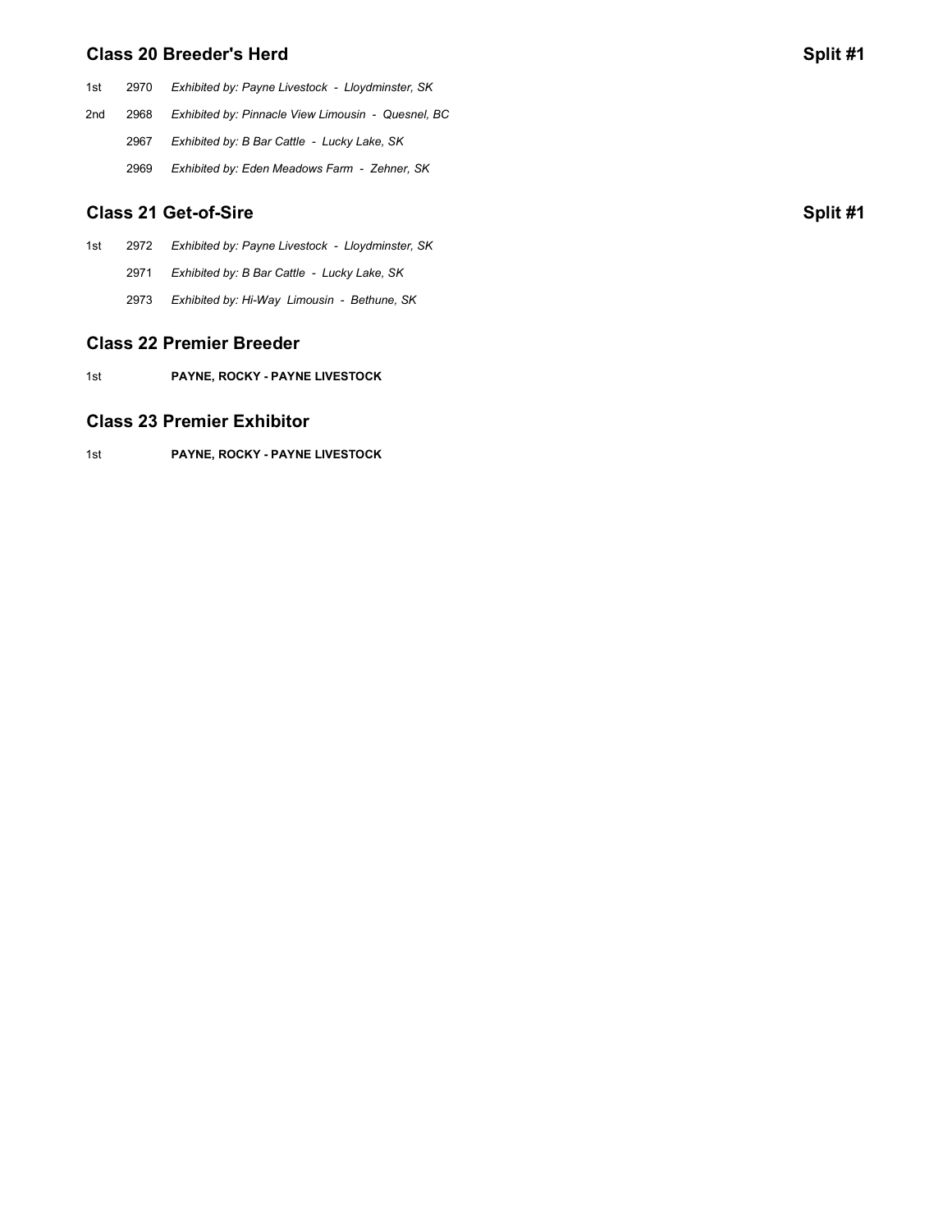## Class 20 Breeder's Herd

**Split #1**

| | | |
|---|---|---|
| 1st | 2970 | *Exhibited by: Payne Livestock - Lloydminster, SK* |
| 2nd | 2968 | *Exhibited by: Pinnacle View Limousin - Quesnel, BC* |
| | 2967 | *Exhibited by: B Bar Cattle - Lucky Lake, SK* |
| | 2969 | *Exhibited by: Eden Meadows Farm - Zehner, SK* |

## Class 21 Get-of-Sire

**Split #1**

| | | |
|---|---|---|
| 1st | 2972 | *Exhibited by: Payne Livestock - Lloydminster, SK* |
| | 2971 | *Exhibited by: B Bar Cattle - Lucky Lake, SK* |
| | 2973 | *Exhibited by: Hi-Way Limousin - Bethune, SK* |

## Class 22 Premier Breeder

1st **PAYNE, ROCKY - PAYNE LIVESTOCK**

## Class 23 Premier Exhibitor

1st **PAYNE, ROCKY - PAYNE LIVESTOCK**